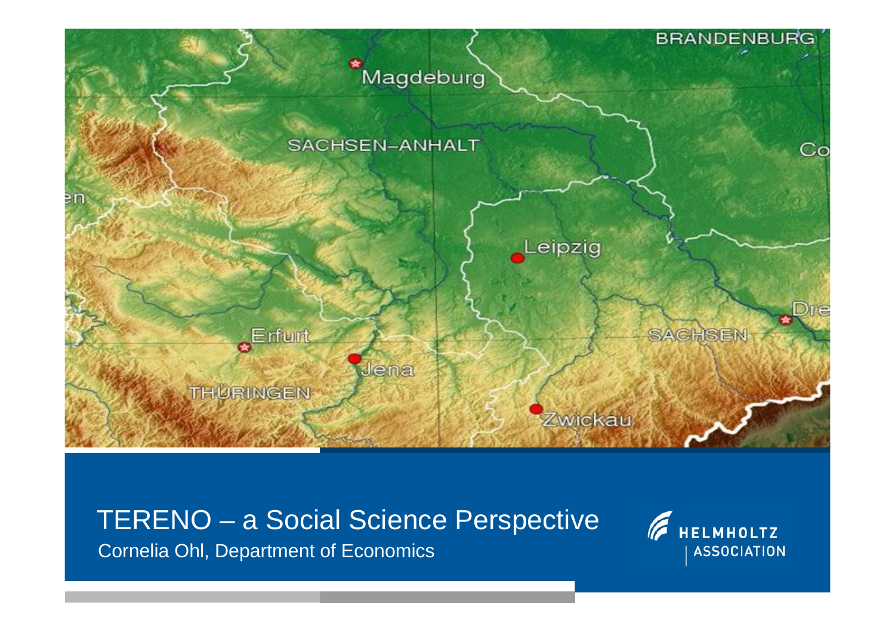# TERENO – a Social Science Perspective

Cornelia Ohl, Department of Economics

HELMHOLTZ ASSOCIATION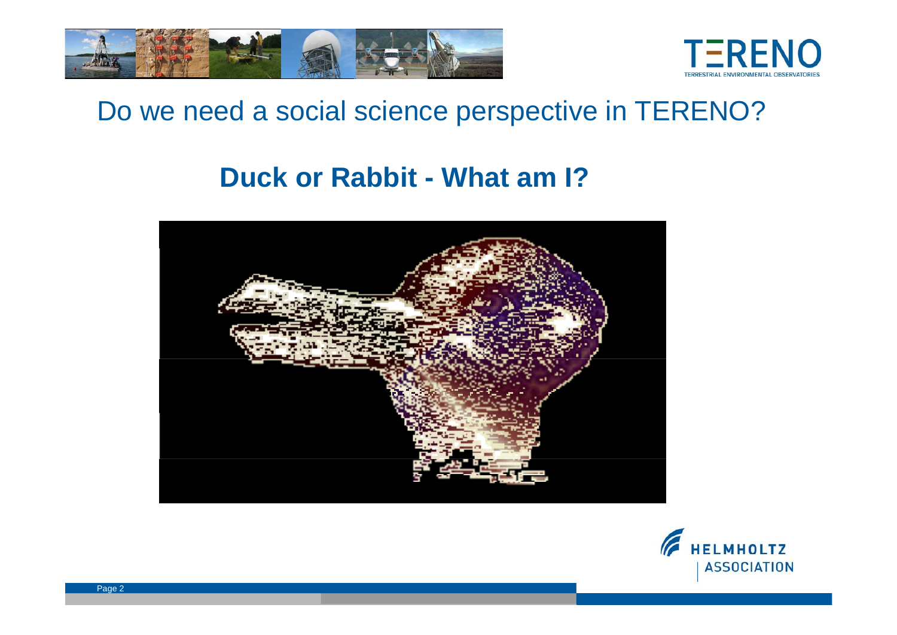## Do we need a social science perspective in TERENO?

### Duck or Rabbit - What am I?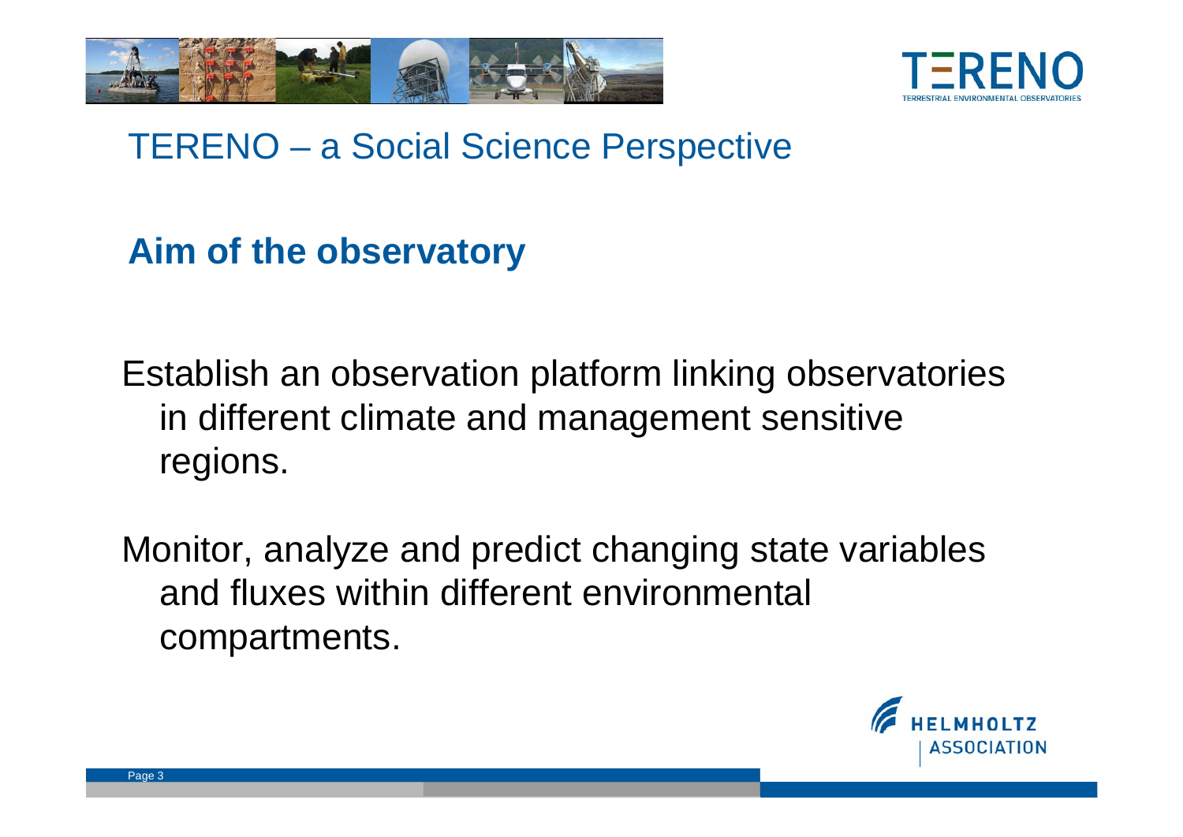# TERENO – a Social Science Perspective

## Aim of the observatory

Establish an observation platform linking observatories in different climate and management sensitive regions.

Monitor, analyze and predict changing state variables and fluxes within different environmental compartments.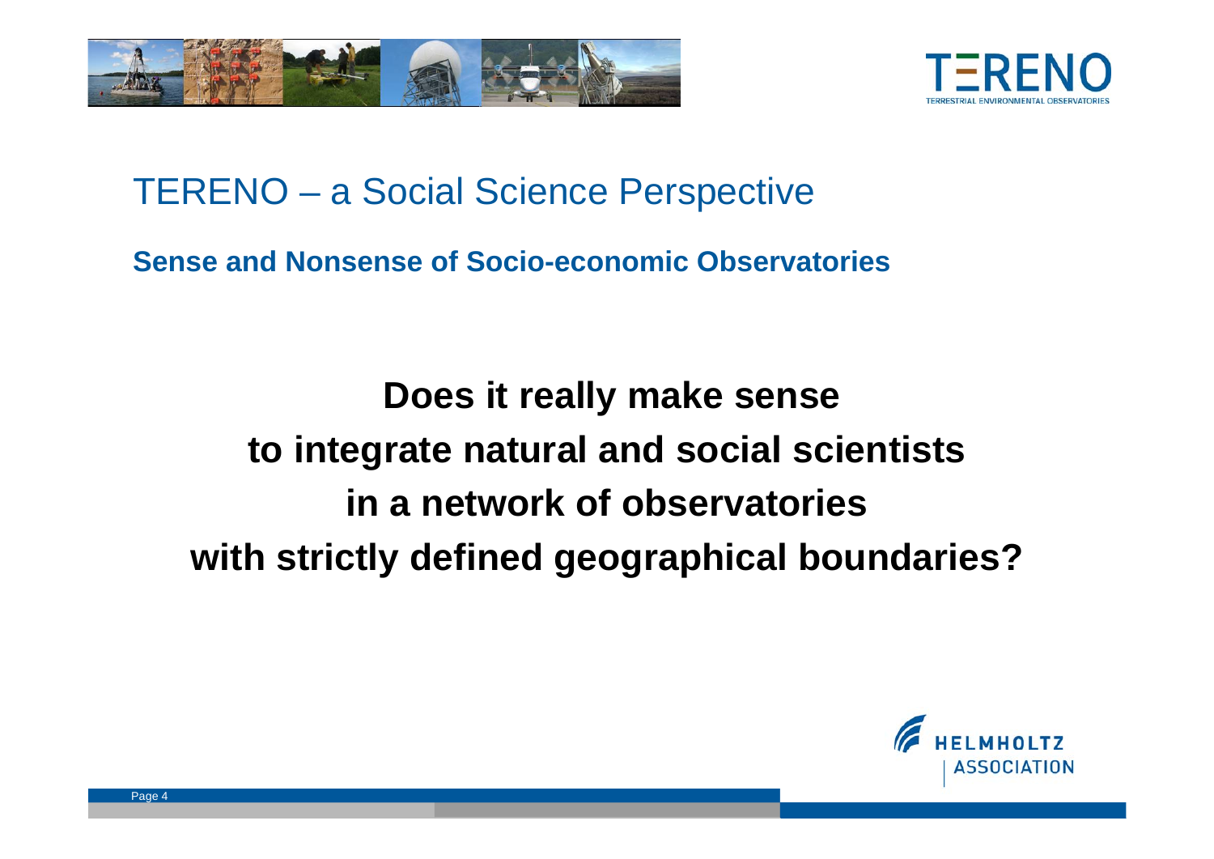# TERENO – a Social Science Perspective

**Sense and Nonsense of Socio-economic Observatories**

**Does it really make sense to integrate natural and social scientists in a network of observatories with strictly defined geographical boundaries?**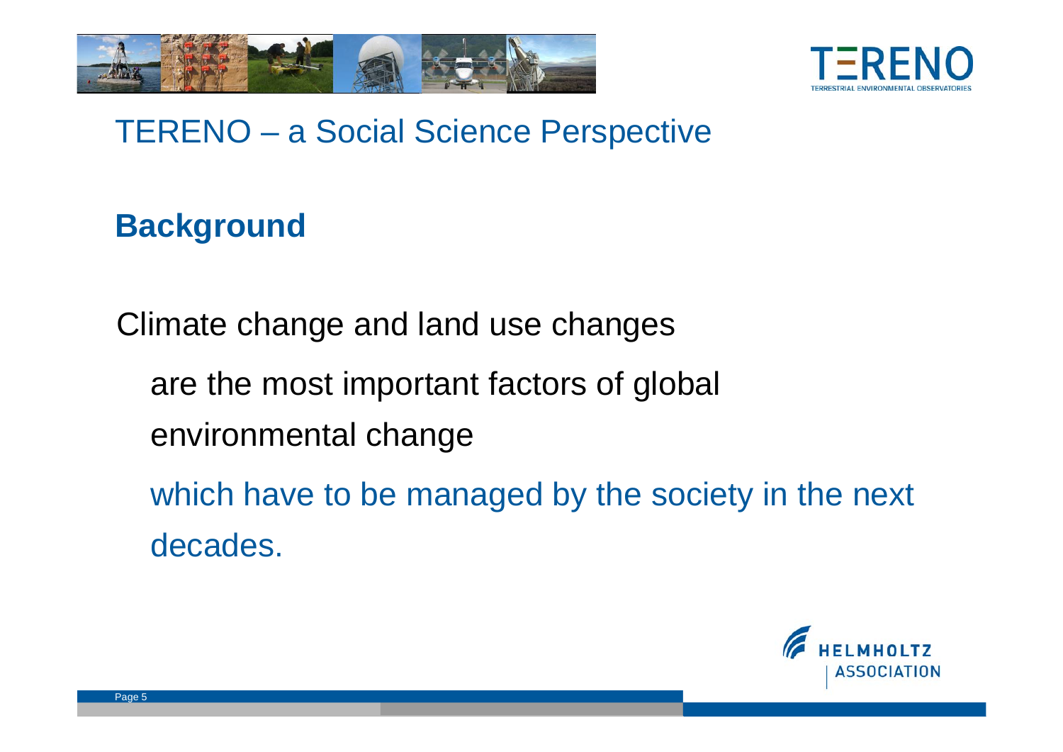# TERENO – a Social Science Perspective

## Background

Climate change and land use changes

are the most important factors of global environmental change

which have to be managed by the society in the next decades.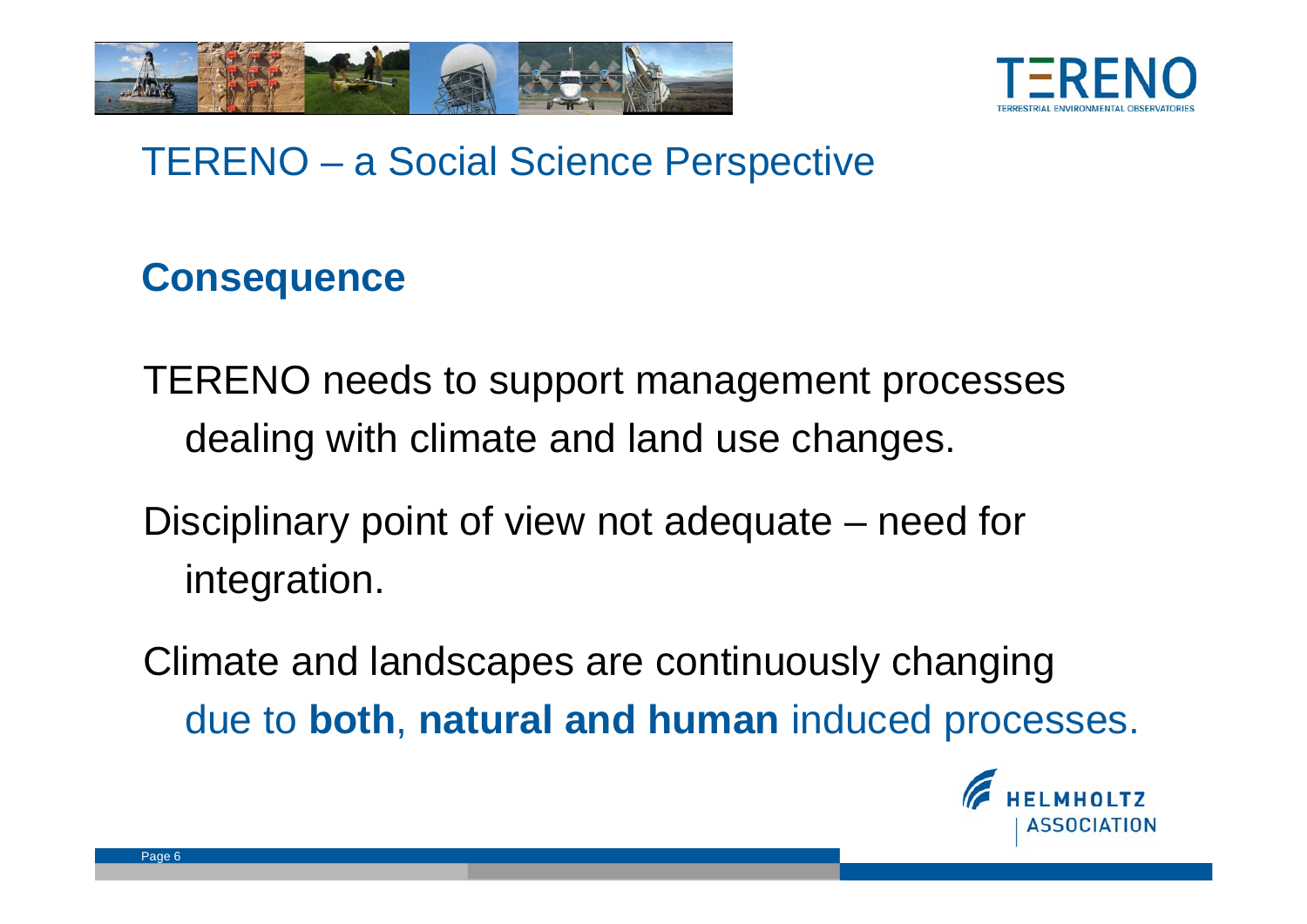# TERENO – a Social Science Perspective

## Consequence

TERENO needs to support management processes dealing with climate and land use changes.

Disciplinary point of view not adequate – need for integration.

Climate and landscapes are continuously changing due to **both**, **natural and human** induced processes.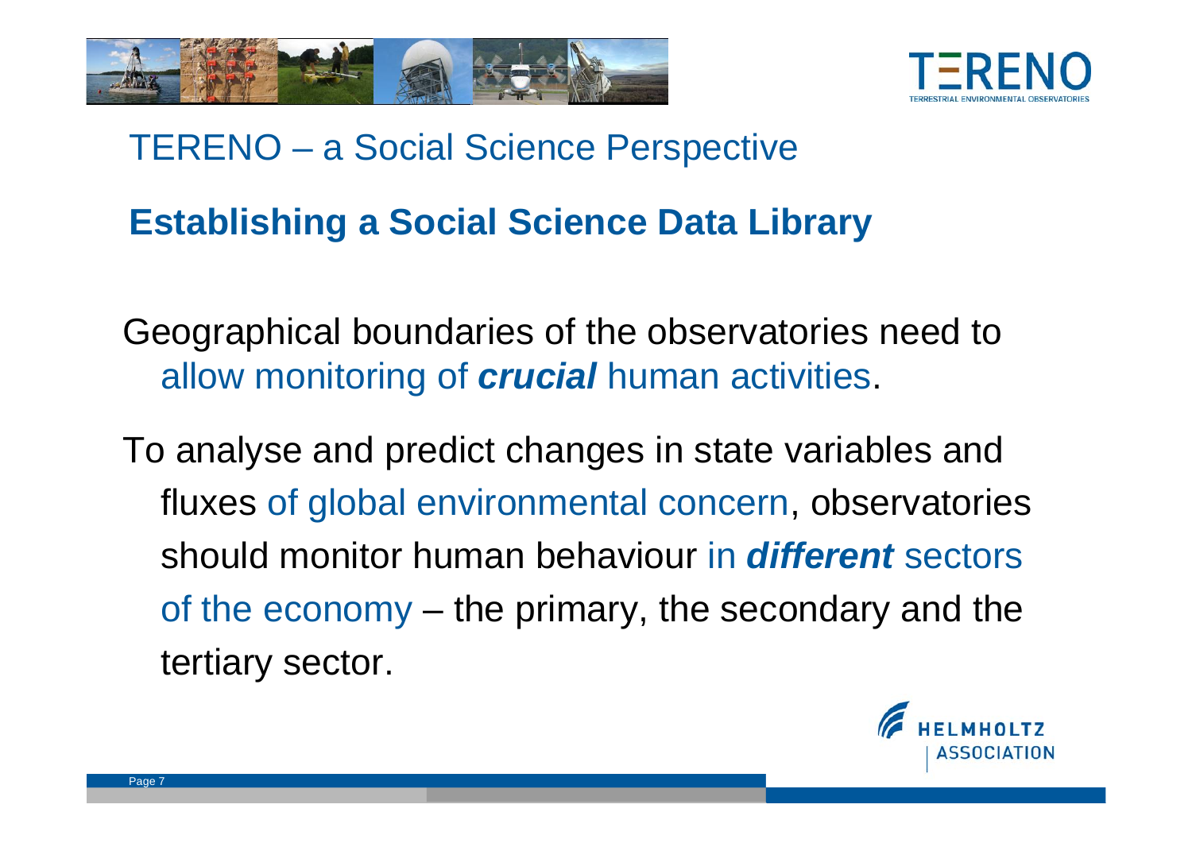## TERENO – a Social Science Perspective

### **Establishing a Social Science Data Library**

Geographical boundaries of the observatories need to allow monitoring of ***crucial*** human activities.

To analyse and predict changes in state variables and fluxes of global environmental concern, observatories should monitor human behaviour in ***different*** sectors of the economy – the primary, the secondary and the tertiary sector.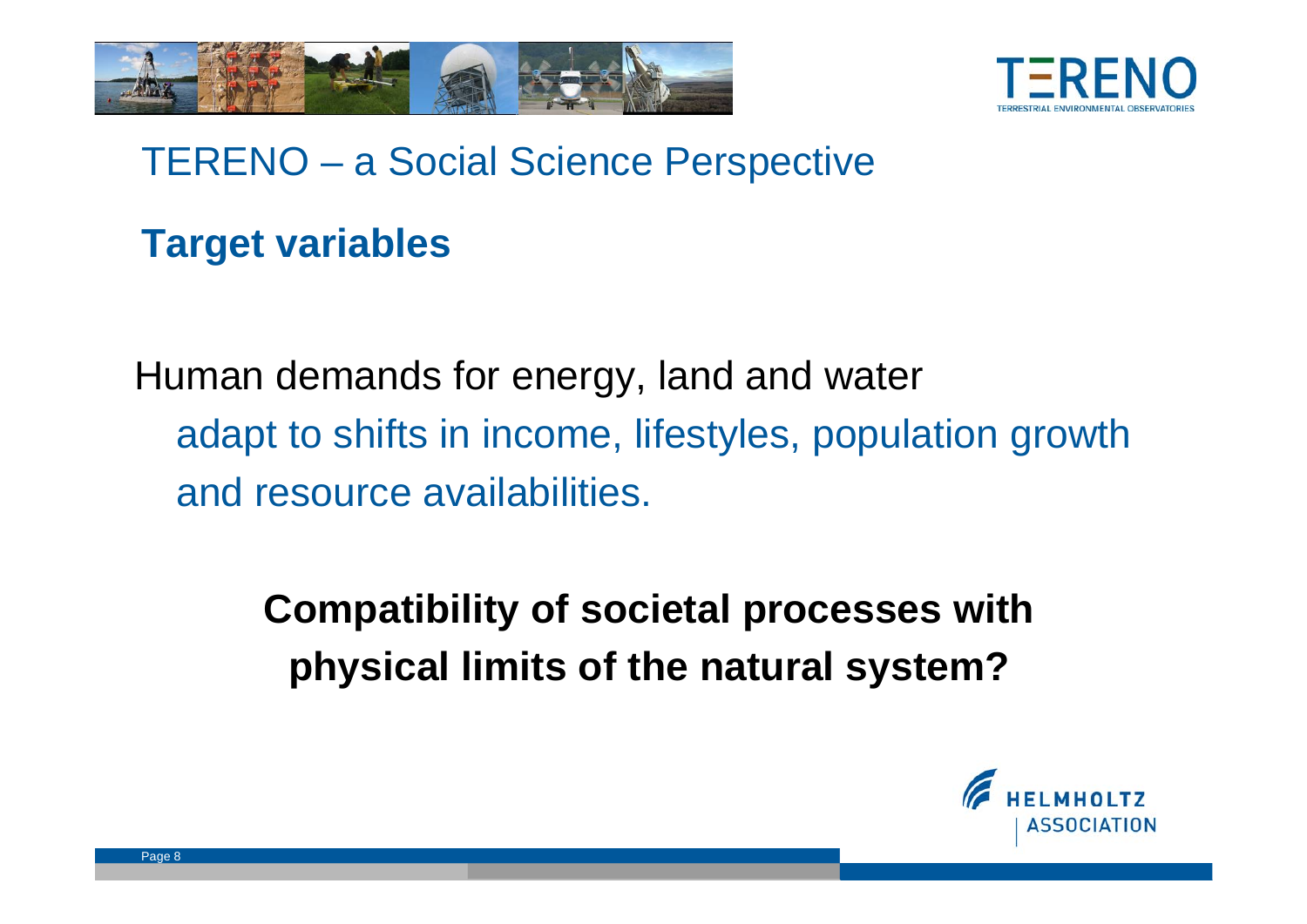## TERENO – a Social Science Perspective

### Target variables

Human demands for energy, land and water
adapt to shifts in income, lifestyles, population growth and resource availabilities.

**Compatibility of societal processes with physical limits of the natural system?**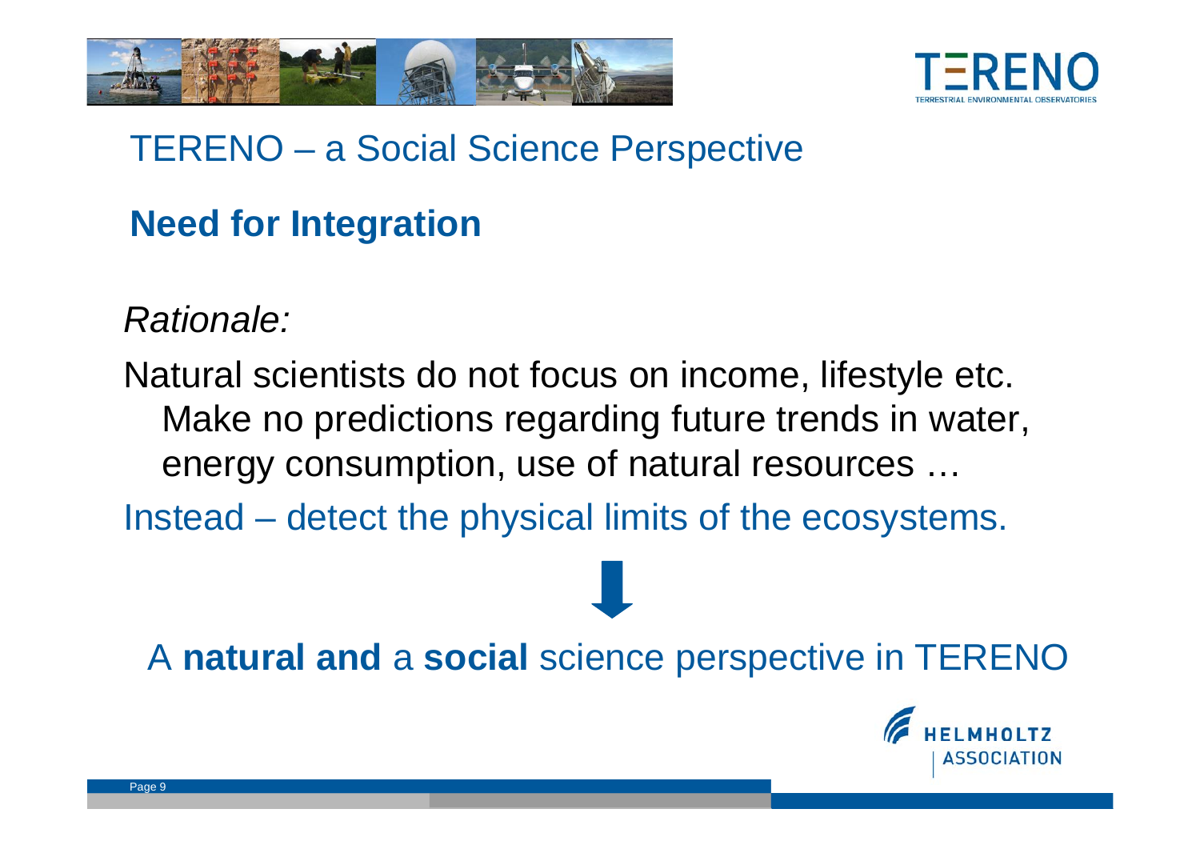# TERENO – a Social Science Perspective

## Need for Integration

*Rationale:*

Natural scientists do not focus on income, lifestyle etc.
Make no predictions regarding future trends in water, energy consumption, use of natural resources …

Instead – detect the physical limits of the ecosystems.

A **natural and** a **social** science perspective in TERENO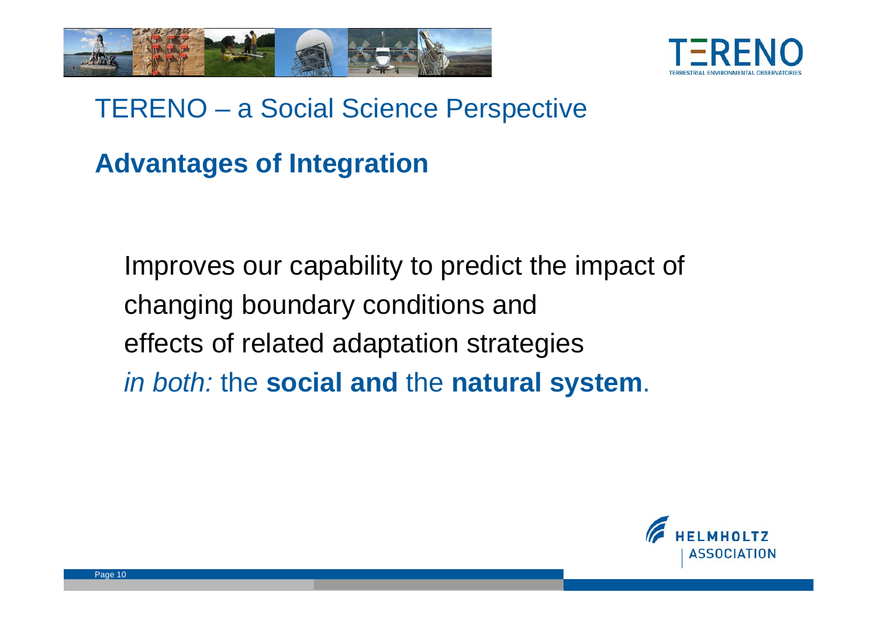# TERENO – a Social Science Perspective

## Advantages of Integration

Improves our capability to predict the impact of changing boundary conditions and effects of related adaptation strategies *in both:* the **social and** the **natural system**.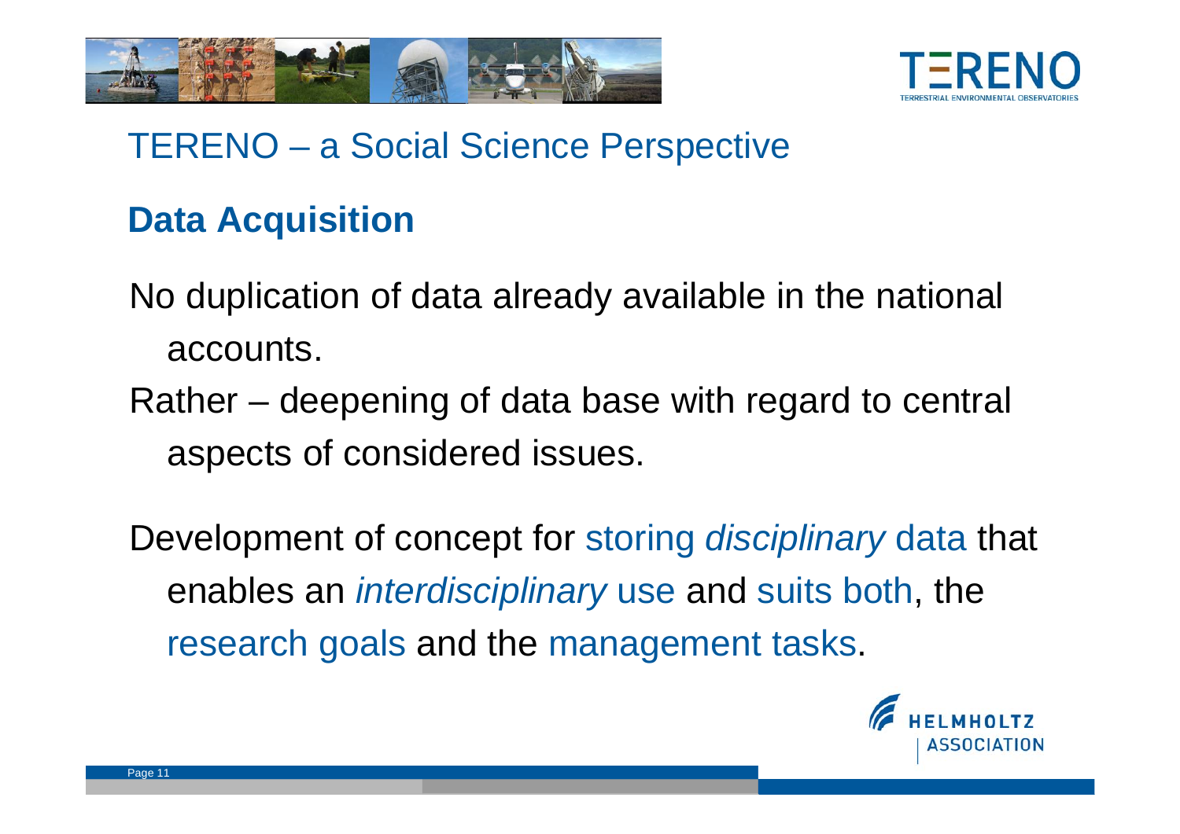## TERENO – a Social Science Perspective

### Data Acquisition

No duplication of data already available in the national accounts.

Rather – deepening of data base with regard to central aspects of considered issues.

Development of concept for storing *disciplinary* data that enables an *interdisciplinary* use and suits both, the research goals and the management tasks.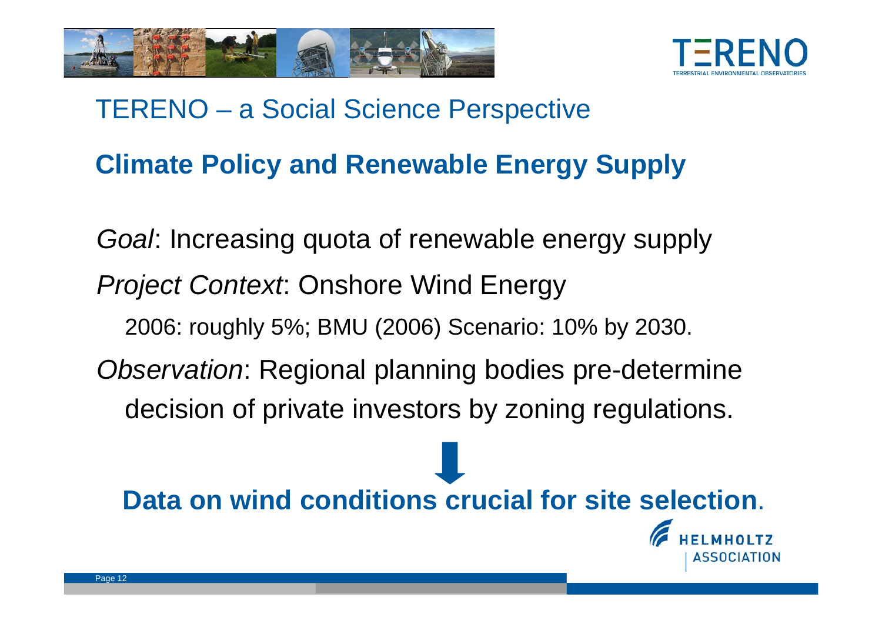# TERENO – a Social Science Perspective

## Climate Policy and Renewable Energy Supply

*Goal*: Increasing quota of renewable energy supply

*Project Context*: Onshore Wind Energy

2006: roughly 5%; BMU (2006) Scenario: 10% by 2030.

*Observation*: Regional planning bodies pre-determine decision of private investors by zoning regulations.

↓

**Data on wind conditions crucial for site selection**.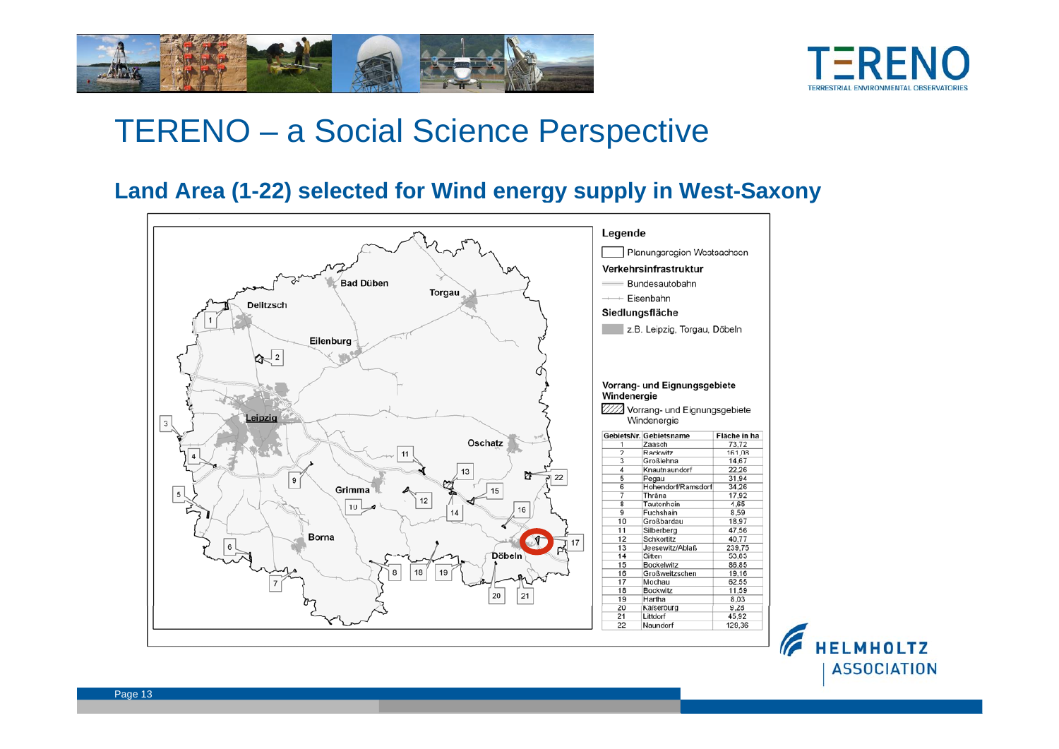# TERENO – a Social Science Perspective

## Land Area (1-22) selected for Wind energy supply in West-Saxony

**Legende**

Planungsregion Westsachsen

**Verkehrsinfrastruktur**

Bundesautobahn

Eisenbahn

**Siedlungsfläche**

z.B. Leipzig, Torgau, Döbeln

**Vorrang- und Eignungsgebiete Windenergie**

Vorrang- und Eignungsgebiete Windenergie

| GebietsNr. | Gebietsname | Fläche in ha |
|---|---|---|
| 1 | Zaasch | 73,72 |
| 2 | Rackwitz | 161,08 |
| 3 | Großlehna | 14,67 |
| 4 | Knautnaundorf | 22,26 |
| 5 | Pegau | 31,94 |
| 6 | Hohendorf/Ramsdorf | 34,26 |
| 7 | Thräna | 17,92 |
| 8 | Tautenhain | 4,65 |
| 9 | Fuchshain | 8,59 |
| 10 | Großbardau | 18,97 |
| 11 | Silberberg | 47,56 |
| 12 | Schkortitz | 40,77 |
| 13 | Jeesewitz/Ablaß | 239,75 |
| 14 | Gitten | 53,63 |
| 15 | Bockelwitz | 86,85 |
| 16 | Großweitzschen | 19,16 |
| 17 | Mochau | 62,55 |
| 18 | Bockwitz | 11,59 |
| 19 | Hartha | 8,03 |
| 20 | Kaiserburg | 9,28 |
| 21 | Littdorf | 45,92 |
| 22 | Naundorf | 129,36 |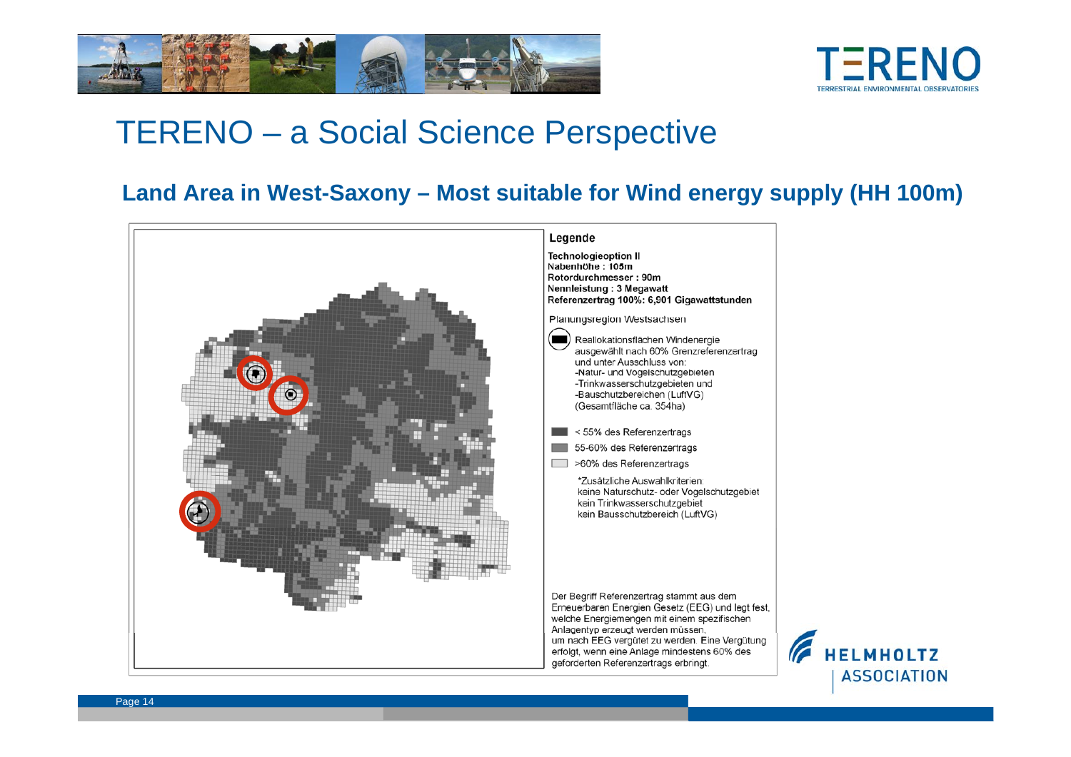# TERENO – a Social Science Perspective

## Land Area in West-Saxony – Most suitable for Wind energy supply (HH 100m)

**Legende**

**Technologieoption II**
**Nabenhöhe : 105m**
**Rotordurchmesser : 90m**
**Nennleistung : 3 Megawatt**
**Referenzertrag 100%: 6,901 Gigawattstunden**

Planungsregion Westsachsen

Reallokationsflächen Windenergie ausgewählt nach 60% Grenzreferenzertrag und unter Ausschluss von:
- Natur- und Vogelschutzgebieten
- Trinkwasserschutzgebieten und
- Bauschutzbereichen (LuftVG)

(Gesamtfläche ca. 354ha)

- < 55% des Referenzertrags
- 55-60% des Referenzertrags
- >60% des Referenzertrags

*Zusätzliche Auswahlkriterien:
keine Naturschutz- oder Vogelschutzgebiet
kein Trinkwasserschutzgebiet
kein Bausschutzbereich (LuftVG)

Der Begriff Referenzertrag stammt aus dem Erneuerbaren Energien Gesetz (EEG) und legt fest, welche Energiemengen mit einem spezifischen Anlagentyp erzeugt werden müssen, um nach EEG vergütet zu werden. Eine Vergütung erfolgt, wenn eine Anlage mindestens 60% des geforderten Referenzertrags erbringt.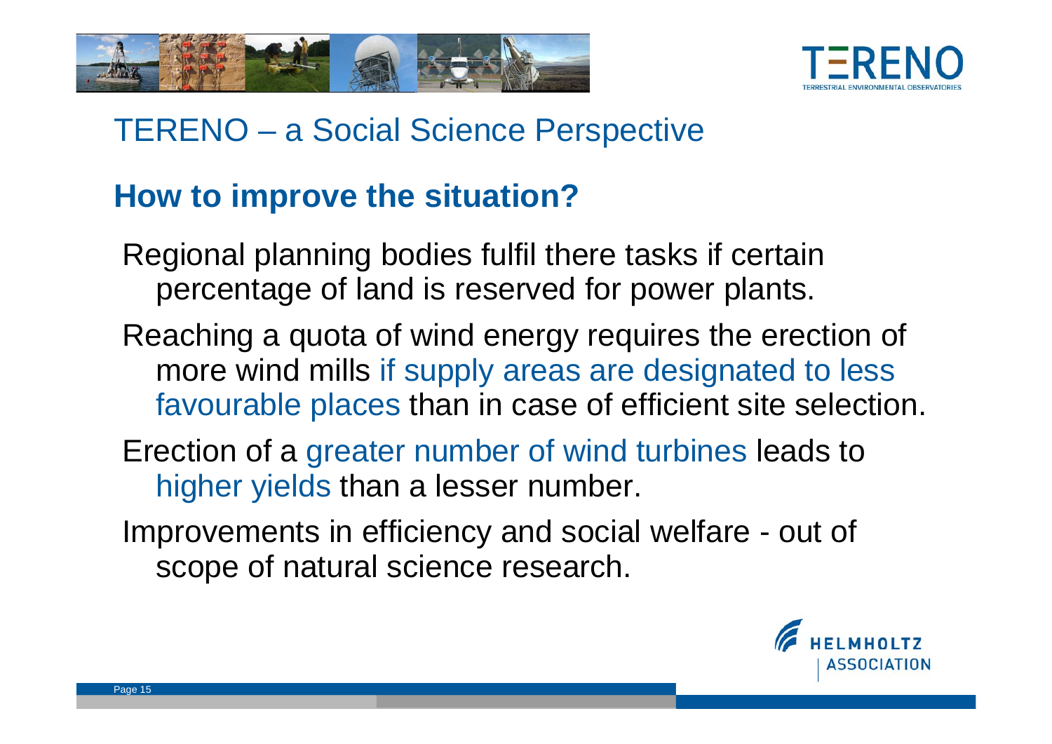# TERENO – a Social Science Perspective

## How to improve the situation?

Regional planning bodies fulfil there tasks if certain percentage of land is reserved for power plants.

Reaching a quota of wind energy requires the erection of more wind mills if supply areas are designated to less favourable places than in case of efficient site selection.

Erection of a greater number of wind turbines leads to higher yields than a lesser number.

Improvements in efficiency and social welfare - out of scope of natural science research.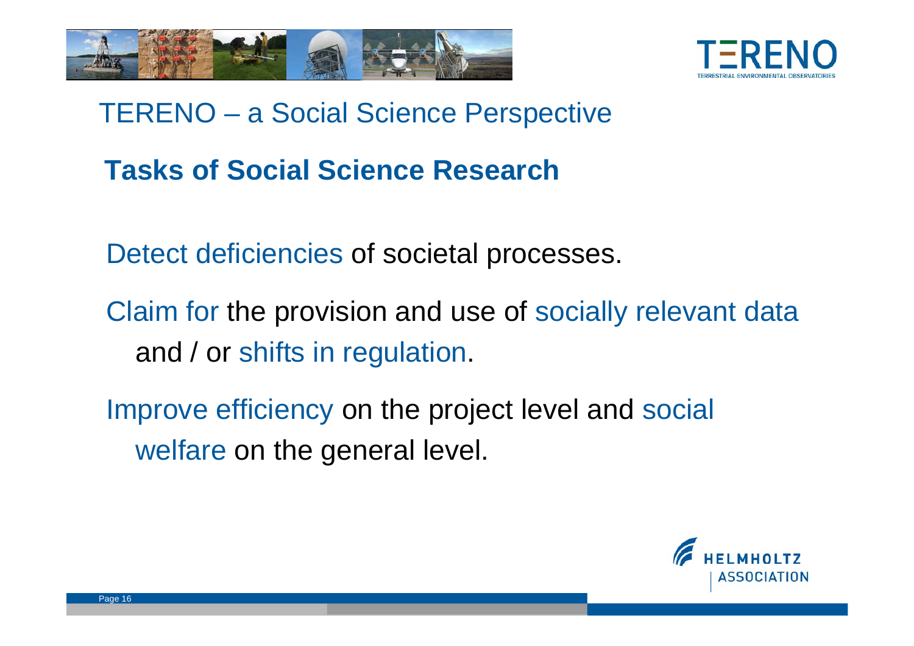# TERENO – a Social Science Perspective

## Tasks of Social Science Research

Detect deficiencies of societal processes.

Claim for the provision and use of socially relevant data and / or shifts in regulation.

Improve efficiency on the project level and social welfare on the general level.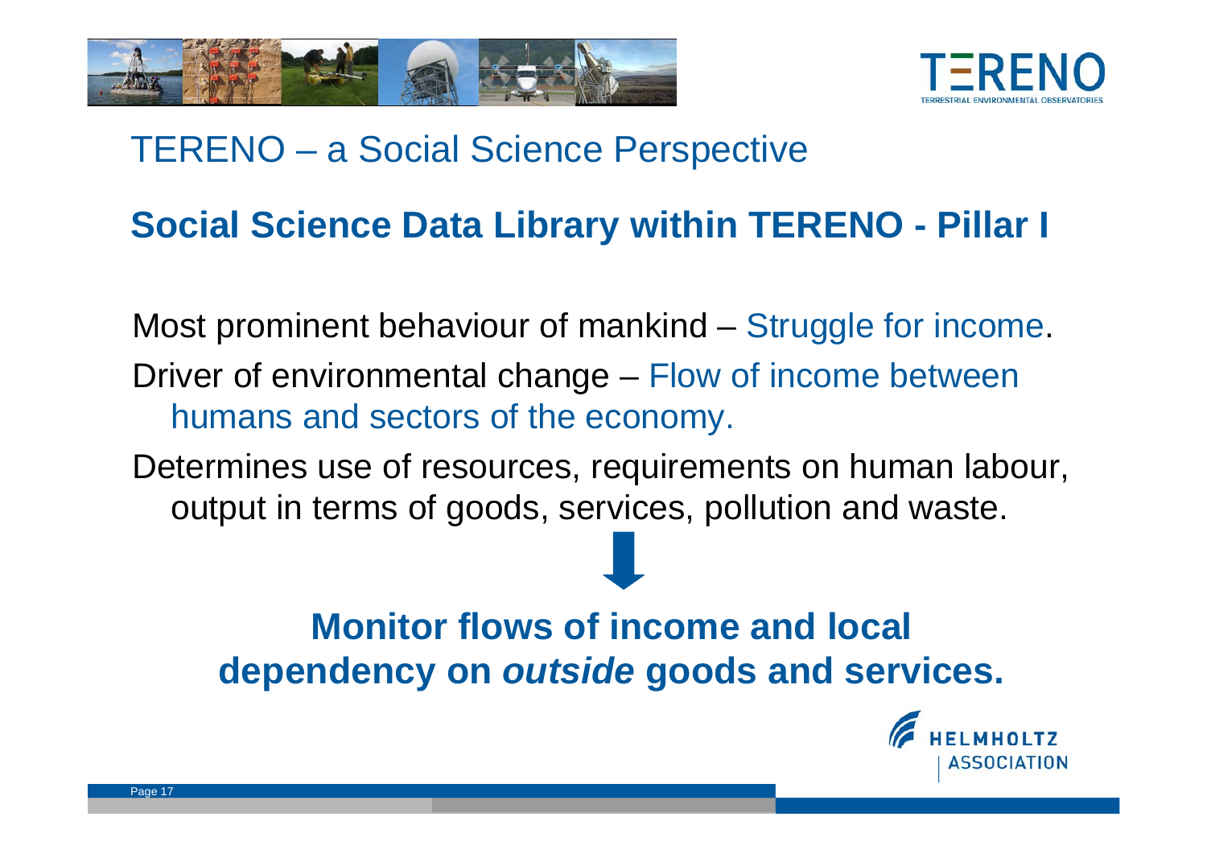# TERENO – a Social Science Perspective

## Social Science Data Library within TERENO - Pillar I

Most prominent behaviour of mankind – Struggle for income.

Driver of environmental change – Flow of income between humans and sectors of the economy.

Determines use of resources, requirements on human labour, output in terms of goods, services, pollution and waste.

↓

**Monitor flows of income and local dependency on *outside* goods and services.**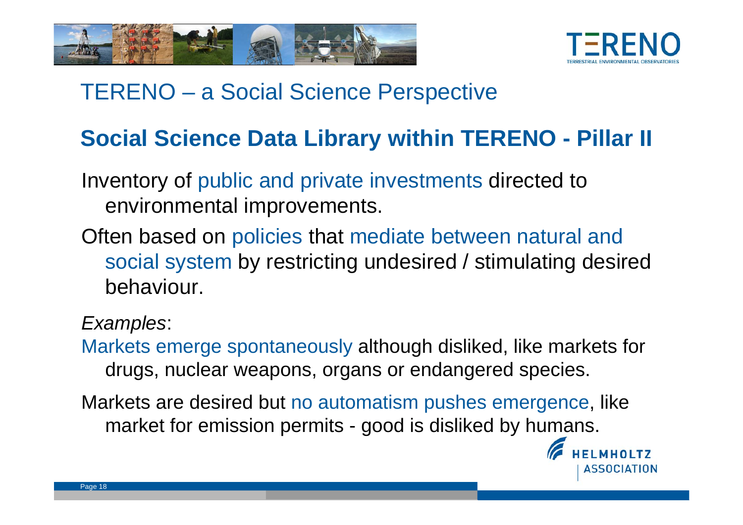# TERENO – a Social Science Perspective

## Social Science Data Library within TERENO - Pillar II

Inventory of public and private investments directed to environmental improvements.

Often based on policies that mediate between natural and social system by restricting undesired / stimulating desired behaviour.

*Examples*:

Markets emerge spontaneously although disliked, like markets for drugs, nuclear weapons, organs or endangered species.

Markets are desired but no automatism pushes emergence, like market for emission permits - good is disliked by humans.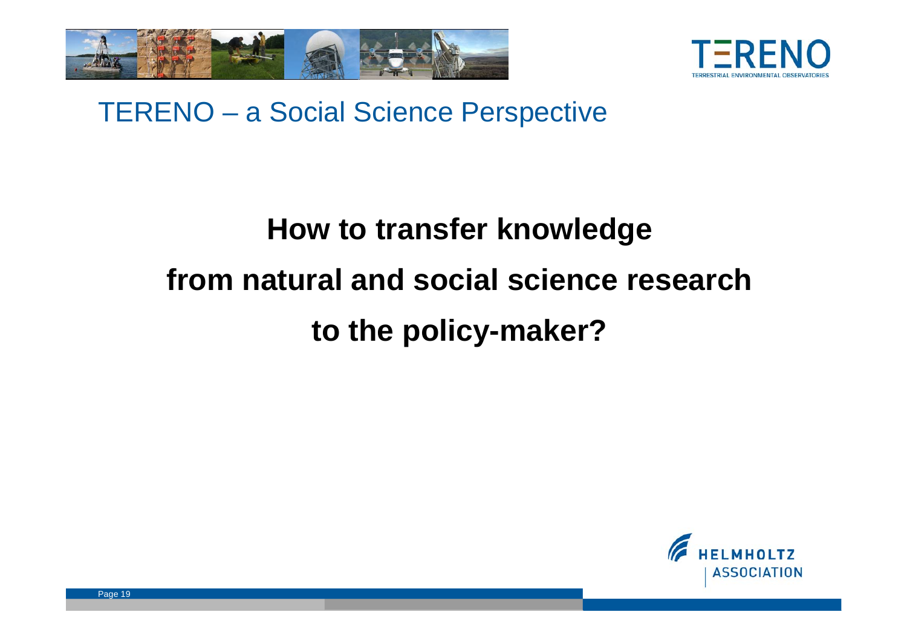# TERENO – a Social Science Perspective

**How to transfer knowledge**

**from natural and social science research**

**to the policy-maker?**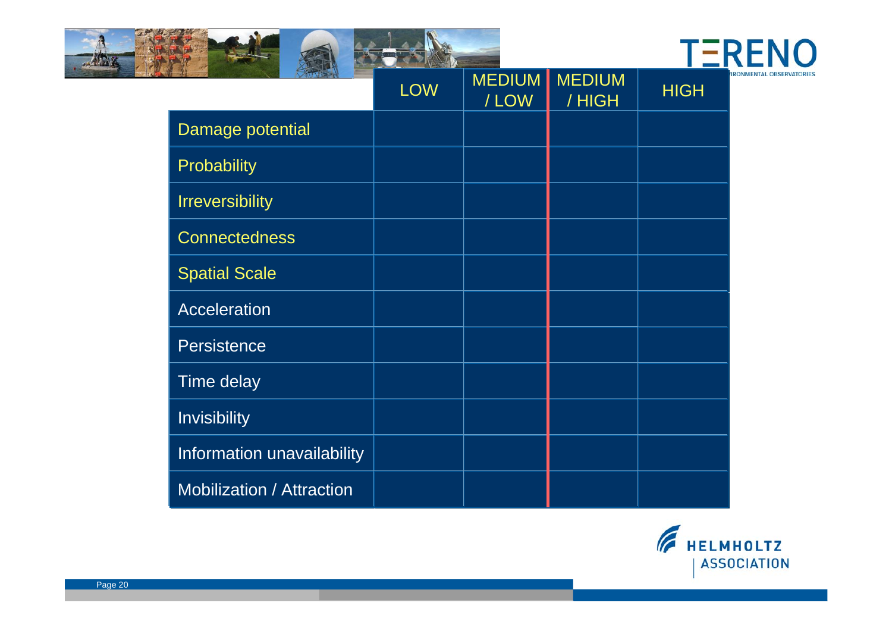| | LOW | MEDIUM / LOW | MEDIUM / HIGH | HIGH |
|---|---|---|---|---|
| Damage potential | | | | |
| Probability | | | | |
| Irreversibility | | | | |
| Connectedness | | | | |
| Spatial Scale | | | | |
| Acceleration | | | | |
| Persistence | | | | |
| Time delay | | | | |
| Invisibility | | | | |
| Information unavailability | | | | |
| Mobilization / Attraction | | | | |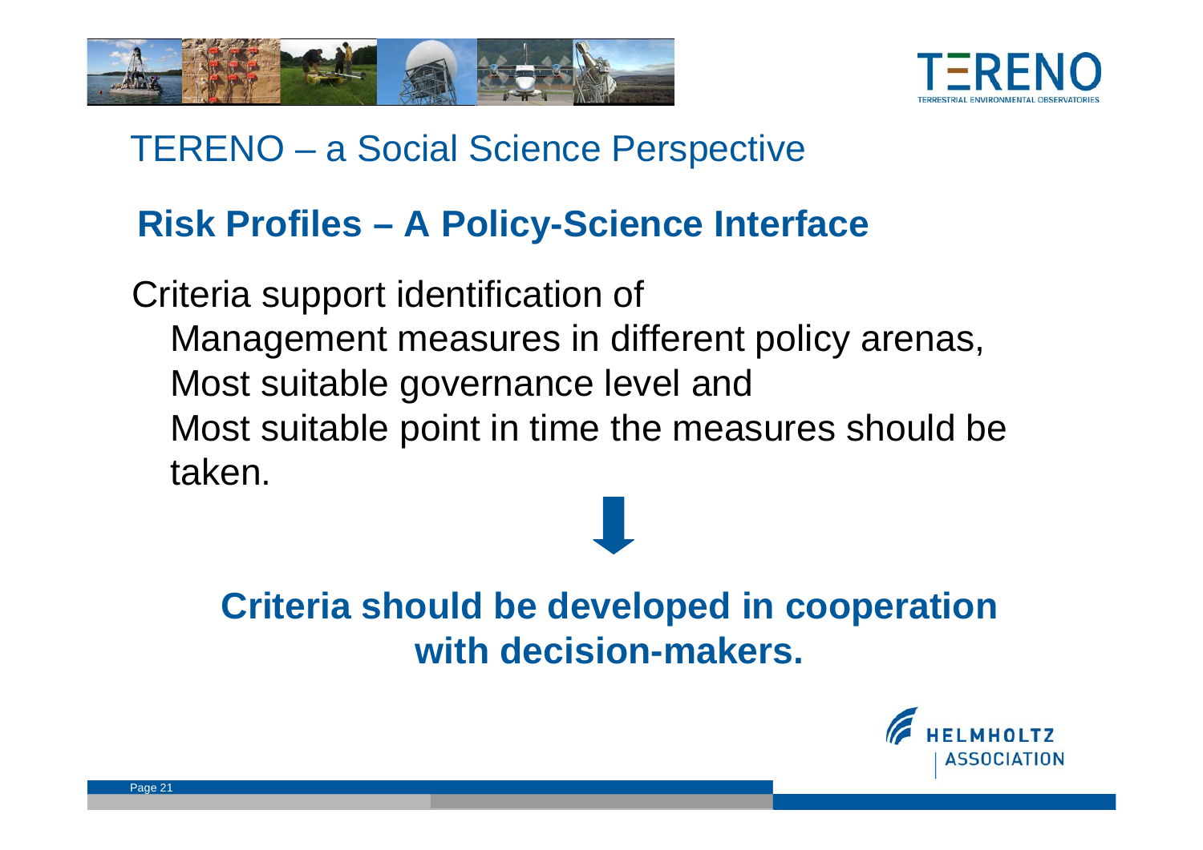# TERENO – a Social Science Perspective

## Risk Profiles – A Policy-Science Interface

Criteria support identification of

- Management measures in different policy arenas,
- Most suitable governance level and
- Most suitable point in time the measures should be taken.

↓

**Criteria should be developed in cooperation with decision-makers.**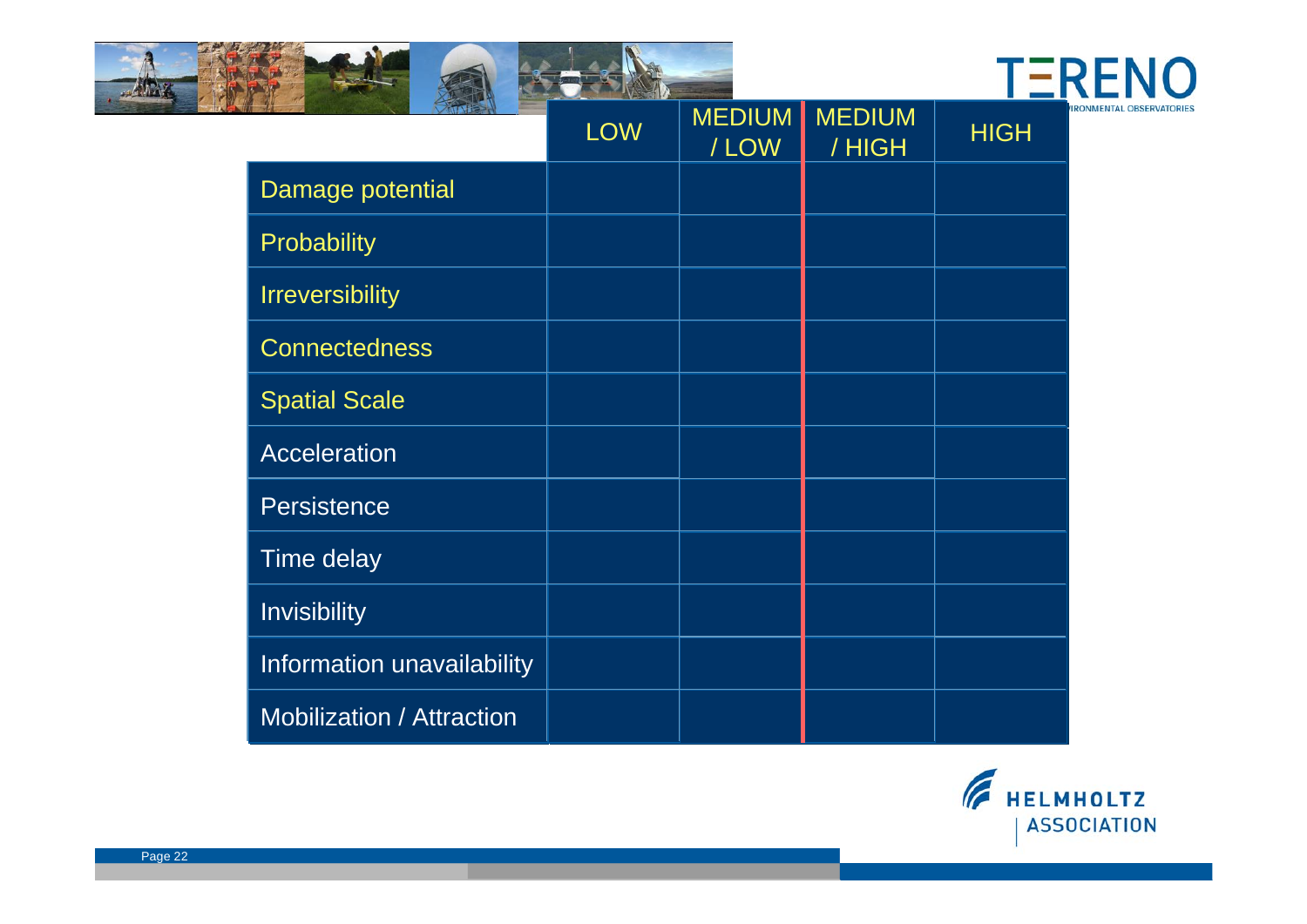| | LOW | MEDIUM / LOW | MEDIUM / HIGH | HIGH |
|---|---|---|---|---|
| Damage potential | | | | |
| Probability | | | | |
| Irreversibility | | | | |
| Connectedness | | | | |
| Spatial Scale | | | | |
| Acceleration | | | | |
| Persistence | | | | |
| Time delay | | | | |
| Invisibility | | | | |
| Information unavailability | | | | |
| Mobilization / Attraction | | | | |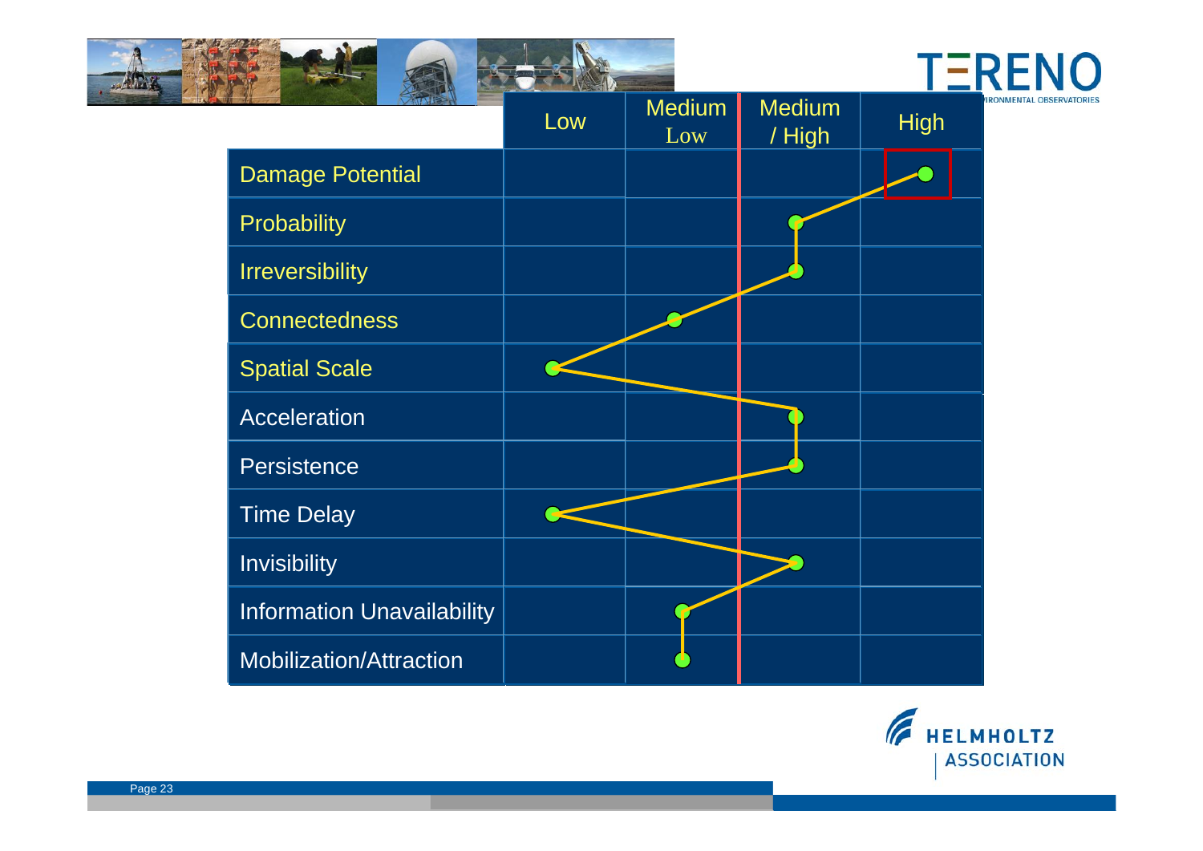| | Low | Medium Low | Medium / High | High |
|---|---|---|---|---|
| Damage Potential | | | | ● |
| Probability | | | ● | |
| Irreversibility | | | ● | |
| Connectedness | | ● | | |
| Spatial Scale | ● | | | |
| Acceleration | | | ● | |
| Persistence | | | ● | |
| Time Delay | ● | | | |
| Invisibility | | | ● | |
| Information Unavailability | | ● | | |
| Mobilization/Attraction | | ● | | |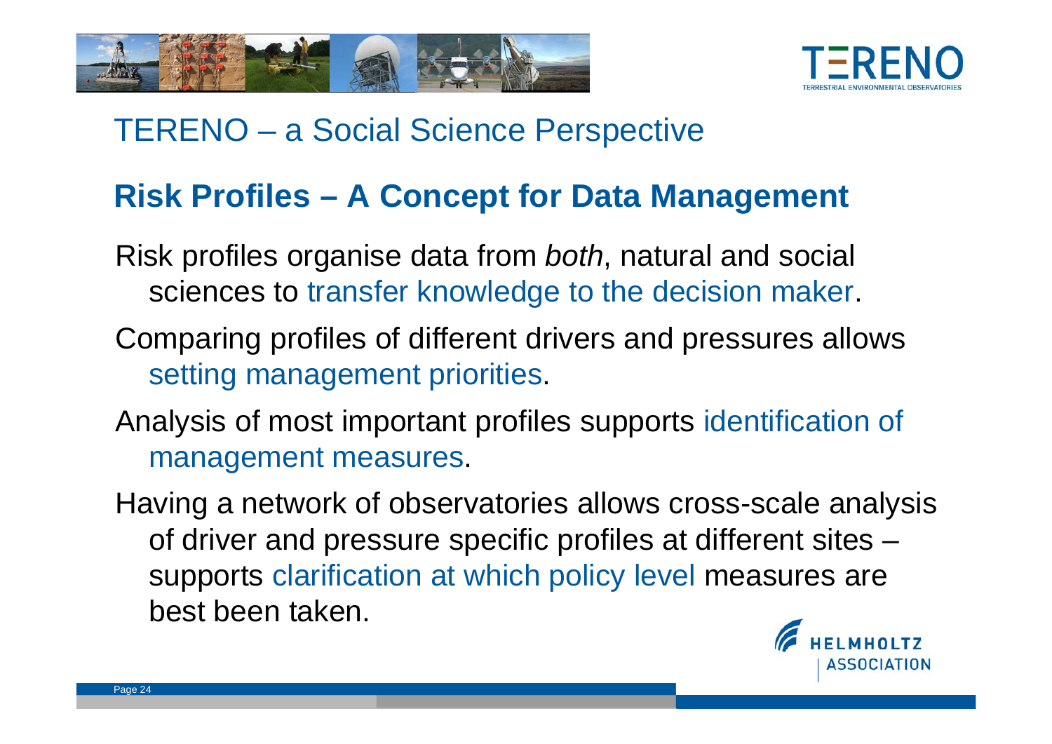## TERENO – a Social Science Perspective

### Risk Profiles – A Concept for Data Management

Risk profiles organise data from *both*, natural and social sciences to transfer knowledge to the decision maker.

Comparing profiles of different drivers and pressures allows setting management priorities.

Analysis of most important profiles supports identification of management measures.

Having a network of observatories allows cross-scale analysis of driver and pressure specific profiles at different sites – supports clarification at which policy level measures are best been taken.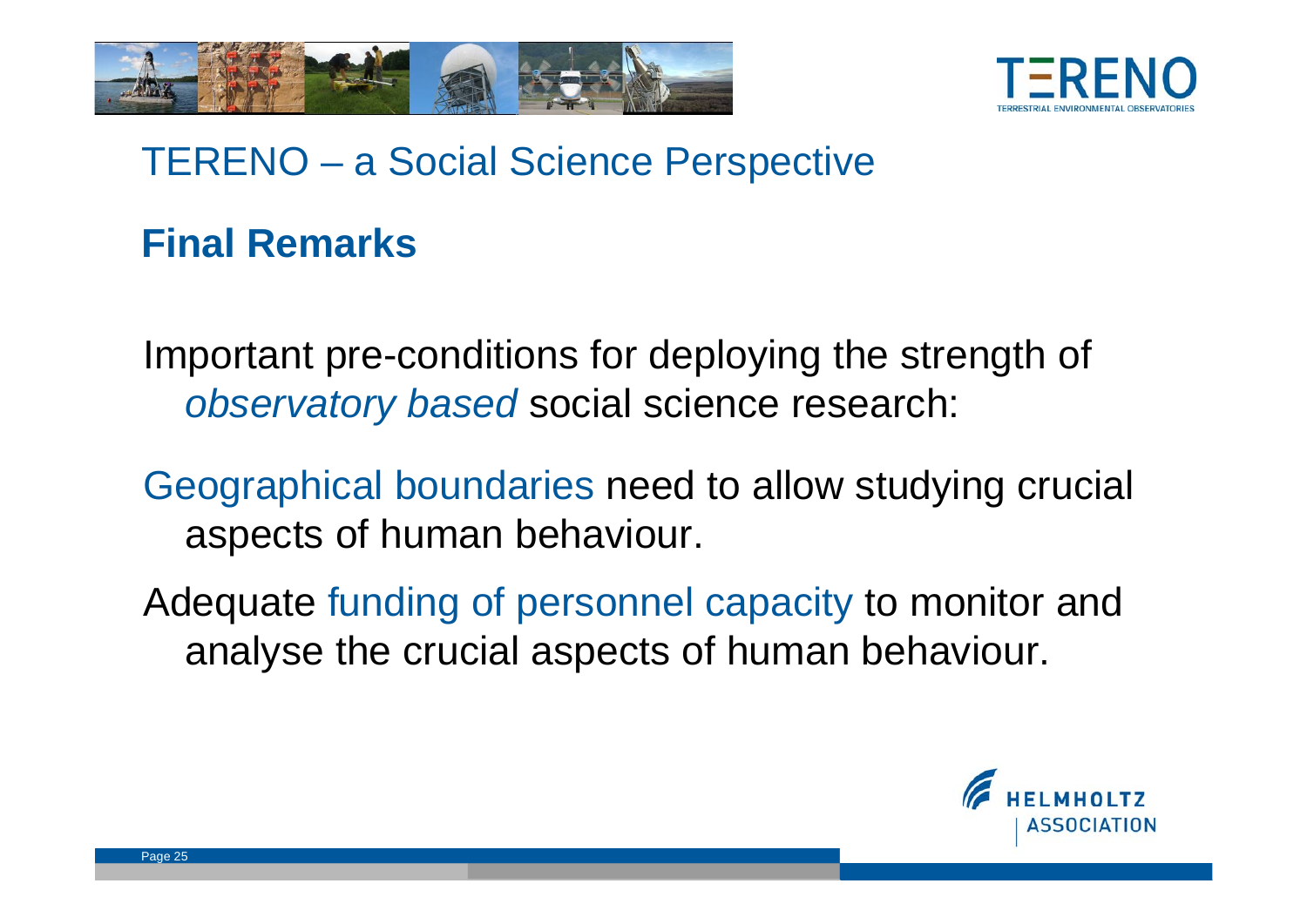## TERENO – a Social Science Perspective

### Final Remarks

Important pre-conditions for deploying the strength of *observatory based* social science research:

Geographical boundaries need to allow studying crucial aspects of human behaviour.

Adequate funding of personnel capacity to monitor and analyse the crucial aspects of human behaviour.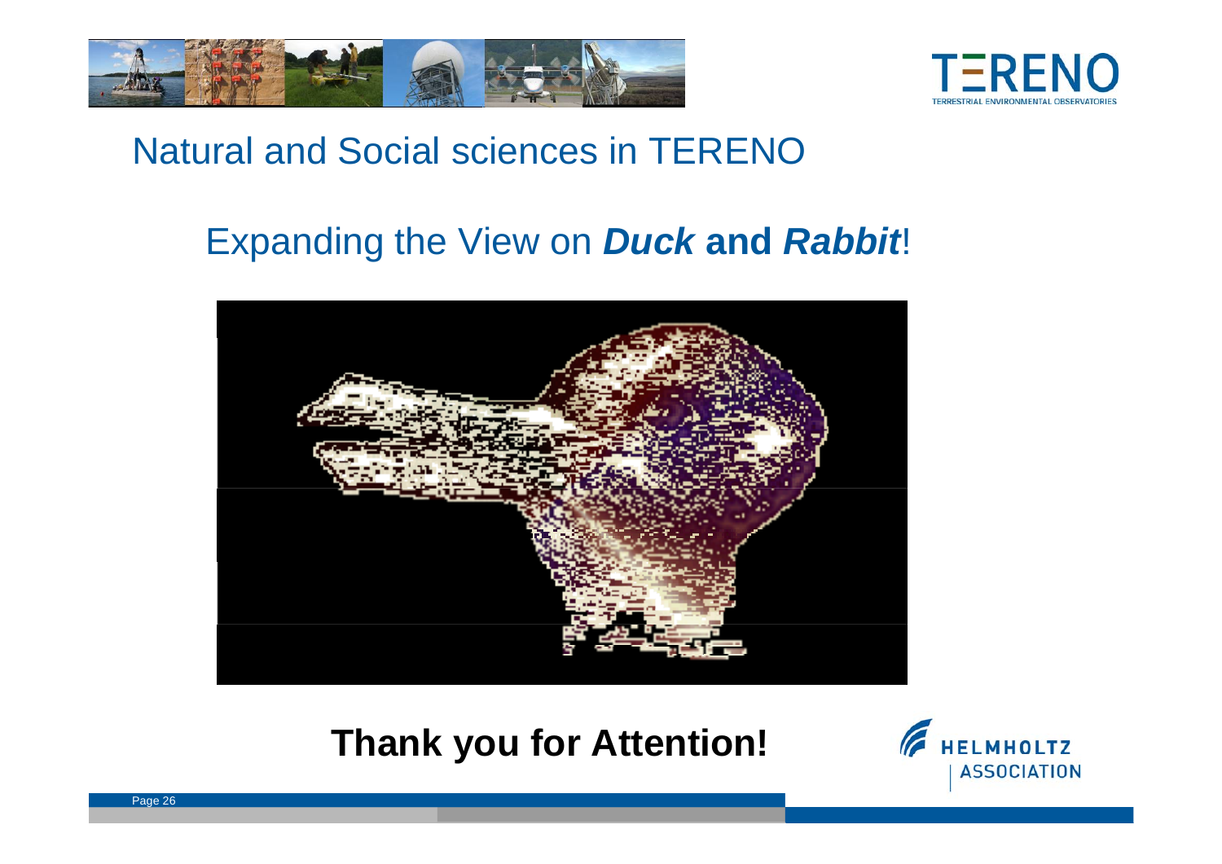# Natural and Social sciences in TERENO

## Expanding the View on ***Duck*** **and** ***Rabbit***!

**Thank you for Attention!**